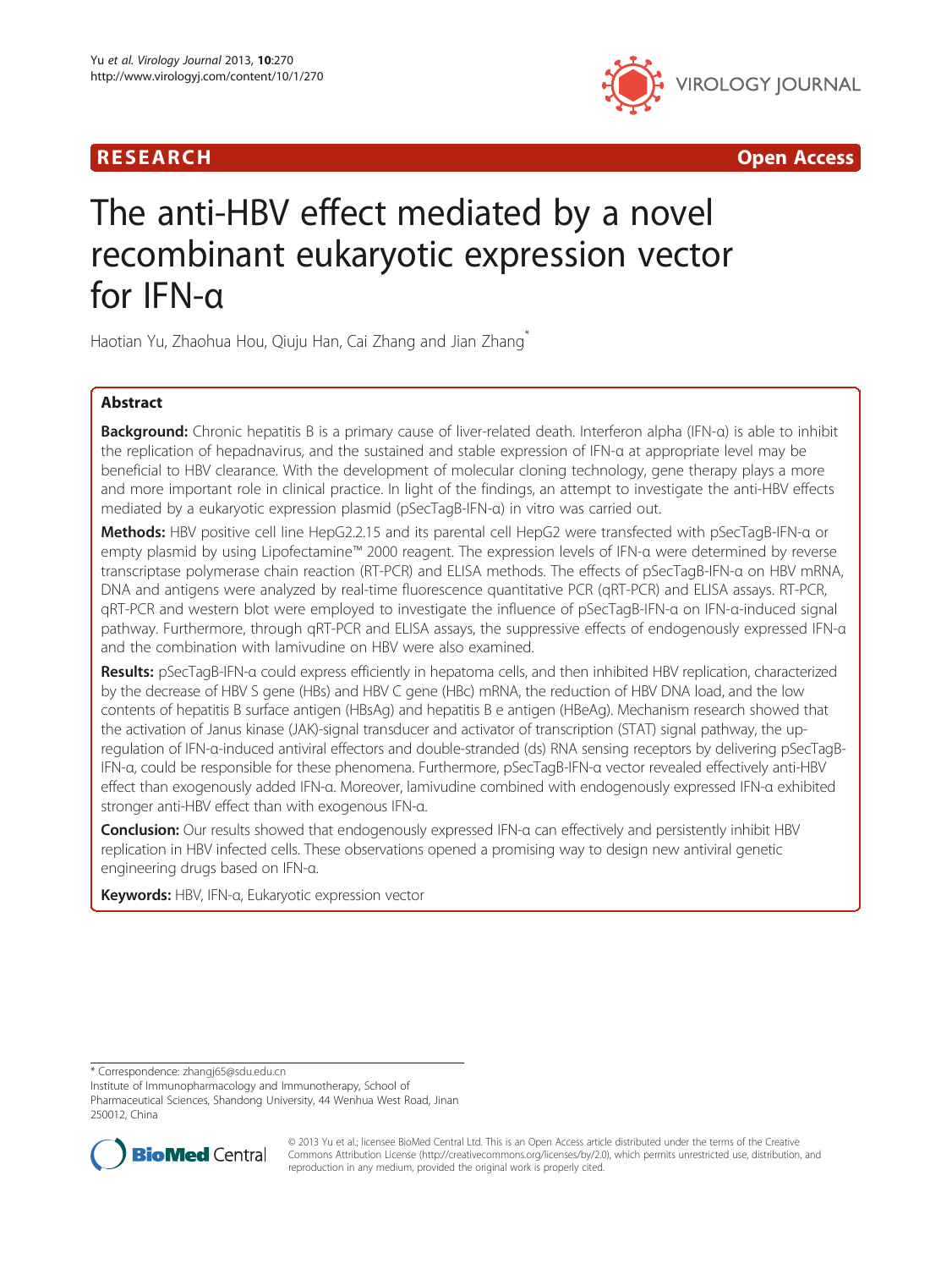RESEARCH Open Access

# The anti-HBV effect mediated by a novel recombinant eukaryotic expression vector for IFN-α

Haotian Yu, Zhaohua Hou, Qiuju Han, Cai Zhang and Jian Zhang*

## Abstract

**Background:** Chronic hepatitis B is a primary cause of liver-related death. Interferon alpha (IFN-α) is able to inhibit the replication of hepadnavirus, and the sustained and stable expression of IFN-α at appropriate level may be beneficial to HBV clearance. With the development of molecular cloning technology, gene therapy plays a more and more important role in clinical practice. In light of the findings, an attempt to investigate the anti-HBV effects mediated by a eukaryotic expression plasmid (pSecTagB-IFN-α) in vitro was carried out.

**Methods:** HBV positive cell line HepG2.2.15 and its parental cell HepG2 were transfected with pSecTagB-IFN-α or empty plasmid by using Lipofectamine™ 2000 reagent. The expression levels of IFN-α were determined by reverse transcriptase polymerase chain reaction (RT-PCR) and ELISA methods. The effects of pSecTagB-IFN-α on HBV mRNA, DNA and antigens were analyzed by real-time fluorescence quantitative PCR (qRT-PCR) and ELISA assays. RT-PCR, qRT-PCR and western blot were employed to investigate the influence of pSecTagB-IFN-α on IFN-α-induced signal pathway. Furthermore, through qRT-PCR and ELISA assays, the suppressive effects of endogenously expressed IFN-α and the combination with lamivudine on HBV were also examined.

**Results:** pSecTagB-IFN-α could express efficiently in hepatoma cells, and then inhibited HBV replication, characterized by the decrease of HBV S gene (HBs) and HBV C gene (HBc) mRNA, the reduction of HBV DNA load, and the low contents of hepatitis B surface antigen (HBsAg) and hepatitis B e antigen (HBeAg). Mechanism research showed that the activation of Janus kinase (JAK)-signal transducer and activator of transcription (STAT) signal pathway, the up-regulation of IFN-α-induced antiviral effectors and double-stranded (ds) RNA sensing receptors by delivering pSecTagB-IFN-α, could be responsible for these phenomena. Furthermore, pSecTagB-IFN-α vector revealed effectively anti-HBV effect than exogenously added IFN-α. Moreover, lamivudine combined with endogenously expressed IFN-α exhibited stronger anti-HBV effect than with exogenous IFN-α.

**Conclusion:** Our results showed that endogenously expressed IFN-α can effectively and persistently inhibit HBV replication in HBV infected cells. These observations opened a promising way to design new antiviral genetic engineering drugs based on IFN-α.

**Keywords:** HBV, IFN-α, Eukaryotic expression vector

* Correspondence: zhangj65@sdu.edu.cn
Institute of Immunopharmacology and Immunotherapy, School of Pharmaceutical Sciences, Shandong University, 44 Wenhua West Road, Jinan 250012, China

© 2013 Yu et al.; licensee BioMed Central Ltd. This is an Open Access article distributed under the terms of the Creative Commons Attribution License (http://creativecommons.org/licenses/by/2.0), which permits unrestricted use, distribution, and reproduction in any medium, provided the original work is properly cited.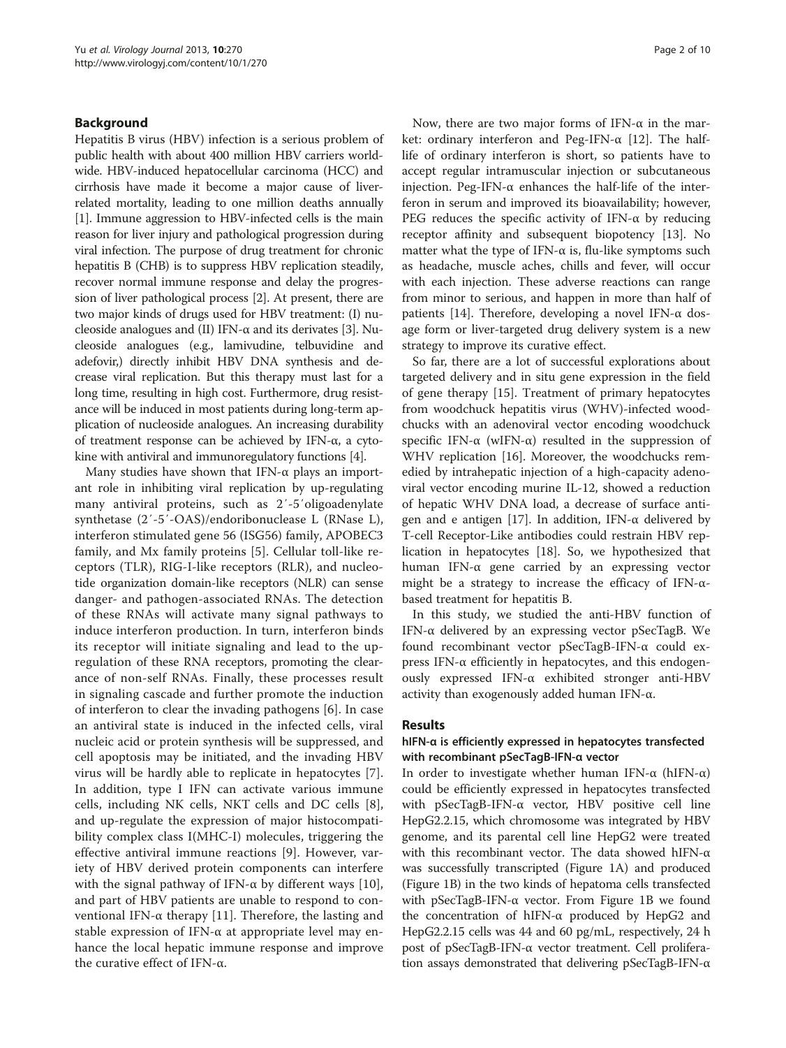## Background

Hepatitis B virus (HBV) infection is a serious problem of public health with about 400 million HBV carriers worldwide. HBV-induced hepatocellular carcinoma (HCC) and cirrhosis have made it become a major cause of liver-related mortality, leading to one million deaths annually [1]. Immune aggression to HBV-infected cells is the main reason for liver injury and pathological progression during viral infection. The purpose of drug treatment for chronic hepatitis B (CHB) is to suppress HBV replication steadily, recover normal immune response and delay the progression of liver pathological process [2]. At present, there are two major kinds of drugs used for HBV treatment: (I) nucleoside analogues and (II) IFN-α and its derivates [3]. Nucleoside analogues (e.g., lamivudine, telbuvidine and adefovir,) directly inhibit HBV DNA synthesis and decrease viral replication. But this therapy must last for a long time, resulting in high cost. Furthermore, drug resistance will be induced in most patients during long-term application of nucleoside analogues. An increasing durability of treatment response can be achieved by IFN-α, a cytokine with antiviral and immunoregulatory functions [4].

Many studies have shown that IFN-α plays an important role in inhibiting viral replication by up-regulating many antiviral proteins, such as 2′-5′oligoadenylate synthetase (2′-5′-OAS)/endoribonuclease L (RNase L), interferon stimulated gene 56 (ISG56) family, APOBEC3 family, and Mx family proteins [5]. Cellular toll-like receptors (TLR), RIG-I-like receptors (RLR), and nucleotide organization domain-like receptors (NLR) can sense danger- and pathogen-associated RNAs. The detection of these RNAs will activate many signal pathways to induce interferon production. In turn, interferon binds its receptor will initiate signaling and lead to the up-regulation of these RNA receptors, promoting the clearance of non-self RNAs. Finally, these processes result in signaling cascade and further promote the induction of interferon to clear the invading pathogens [6]. In case an antiviral state is induced in the infected cells, viral nucleic acid or protein synthesis will be suppressed, and cell apoptosis may be initiated, and the invading HBV virus will be hardly able to replicate in hepatocytes [7]. In addition, type I IFN can activate various immune cells, including NK cells, NKT cells and DC cells [8], and up-regulate the expression of major histocompatibility complex class I(MHC-I) molecules, triggering the effective antiviral immune reactions [9]. However, variety of HBV derived protein components can interfere with the signal pathway of IFN-α by different ways [10], and part of HBV patients are unable to respond to conventional IFN-α therapy [11]. Therefore, the lasting and stable expression of IFN-α at appropriate level may enhance the local hepatic immune response and improve the curative effect of IFN-α.

Now, there are two major forms of IFN-α in the market: ordinary interferon and Peg-IFN-α [12]. The half-life of ordinary interferon is short, so patients have to accept regular intramuscular injection or subcutaneous injection. Peg-IFN-α enhances the half-life of the interferon in serum and improved its bioavailability; however, PEG reduces the specific activity of IFN-α by reducing receptor affinity and subsequent biopotency [13]. No matter what the type of IFN-α is, flu-like symptoms such as headache, muscle aches, chills and fever, will occur with each injection. These adverse reactions can range from minor to serious, and happen in more than half of patients [14]. Therefore, developing a novel IFN-α dosage form or liver-targeted drug delivery system is a new strategy to improve its curative effect.

So far, there are a lot of successful explorations about targeted delivery and in situ gene expression in the field of gene therapy [15]. Treatment of primary hepatocytes from woodchuck hepatitis virus (WHV)-infected woodchucks with an adenoviral vector encoding woodchuck specific IFN-α (wIFN-α) resulted in the suppression of WHV replication [16]. Moreover, the woodchucks remedied by intrahepatic injection of a high-capacity adenoviral vector encoding murine IL-12, showed a reduction of hepatic WHV DNA load, a decrease of surface antigen and e antigen [17]. In addition, IFN-α delivered by T-cell Receptor-Like antibodies could restrain HBV replication in hepatocytes [18]. So, we hypothesized that human IFN-α gene carried by an expressing vector might be a strategy to increase the efficacy of IFN-α-based treatment for hepatitis B.

In this study, we studied the anti-HBV function of IFN-α delivered by an expressing vector pSecTagB. We found recombinant vector pSecTagB-IFN-α could express IFN-α efficiently in hepatocytes, and this endogenously expressed IFN-α exhibited stronger anti-HBV activity than exogenously added human IFN-α.

## Results

### hIFN-α is efficiently expressed in hepatocytes transfected with recombinant pSecTagB-IFN-α vector

In order to investigate whether human IFN-α (hIFN-α) could be efficiently expressed in hepatocytes transfected with pSecTagB-IFN-α vector, HBV positive cell line HepG2.2.15, which chromosome was integrated by HBV genome, and its parental cell line HepG2 were treated with this recombinant vector. The data showed hIFN-α was successfully transcripted (Figure 1A) and produced (Figure 1B) in the two kinds of hepatoma cells transfected with pSecTagB-IFN-α vector. From Figure 1B we found the concentration of hIFN-α produced by HepG2 and HepG2.2.15 cells was 44 and 60 pg/mL, respectively, 24 h post of pSecTagB-IFN-α vector treatment. Cell proliferation assays demonstrated that delivering pSecTagB-IFN-α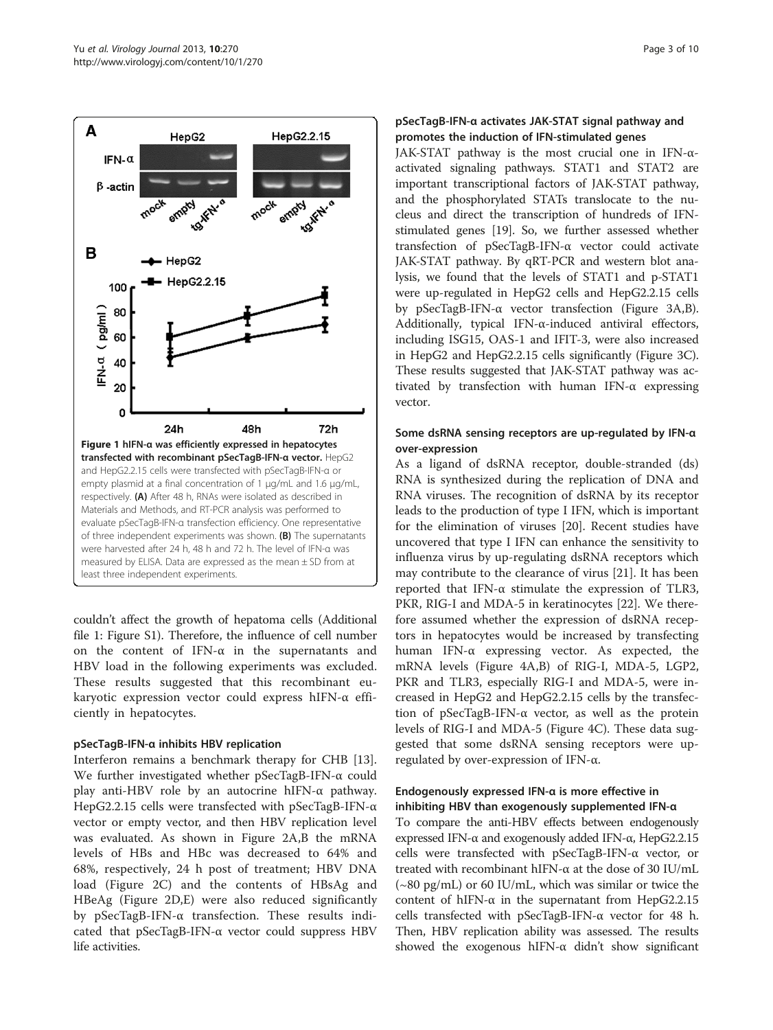**Figure 1 hIFN-α was efficiently expressed in hepatocytes transfected with recombinant pSecTagB-IFN-α vector.** HepG2 and HepG2.2.15 cells were transfected with pSecTagB-IFN-α or empty plasmid at a final concentration of 1 μg/mL and 1.6 μg/mL, respectively. **(A)** After 48 h, RNAs were isolated as described in Materials and Methods, and RT-PCR analysis was performed to evaluate pSecTagB-IFN-α transfection efficiency. One representative of three independent experiments was shown. **(B)** The supernatants were harvested after 24 h, 48 h and 72 h. The level of IFN-α was measured by ELISA. Data are expressed as the mean ± SD from at least three independent experiments.

couldn't affect the growth of hepatoma cells (Additional file 1: Figure S1). Therefore, the influence of cell number on the content of IFN-α in the supernatants and HBV load in the following experiments was excluded. These results suggested that this recombinant eukaryotic expression vector could express hIFN-α efficiently in hepatocytes.

### pSecTagB-IFN-α inhibits HBV replication

Interferon remains a benchmark therapy for CHB [13]. We further investigated whether pSecTagB-IFN-α could play anti-HBV role by an autocrine hIFN-α pathway. HepG2.2.15 cells were transfected with pSecTagB-IFN-α vector or empty vector, and then HBV replication level was evaluated. As shown in Figure 2A,B the mRNA levels of HBs and HBc was decreased to 64% and 68%, respectively, 24 h post of treatment; HBV DNA load (Figure 2C) and the contents of HBsAg and HBeAg (Figure 2D,E) were also reduced significantly by pSecTagB-IFN-α transfection. These results indicated that pSecTagB-IFN-α vector could suppress HBV life activities.

### pSecTagB-IFN-α activates JAK-STAT signal pathway and promotes the induction of IFN-stimulated genes

JAK-STAT pathway is the most crucial one in IFN-α-activated signaling pathways. STAT1 and STAT2 are important transcriptional factors of JAK-STAT pathway, and the phosphorylated STATs translocate to the nucleus and direct the transcription of hundreds of IFN-stimulated genes [19]. So, we further assessed whether transfection of pSecTagB-IFN-α vector could activate JAK-STAT pathway. By qRT-PCR and western blot analysis, we found that the levels of STAT1 and p-STAT1 were up-regulated in HepG2 cells and HepG2.2.15 cells by pSecTagB-IFN-α vector transfection (Figure 3A,B). Additionally, typical IFN-α-induced antiviral effectors, including ISG15, OAS-1 and IFIT-3, were also increased in HepG2 and HepG2.2.15 cells significantly (Figure 3C). These results suggested that JAK-STAT pathway was activated by transfection with human IFN-α expressing vector.

### Some dsRNA sensing receptors are up-regulated by IFN-α over-expression

As a ligand of dsRNA receptor, double-stranded (ds) RNA is synthesized during the replication of DNA and RNA viruses. The recognition of dsRNA by its receptor leads to the production of type I IFN, which is important for the elimination of viruses [20]. Recent studies have uncovered that type I IFN can enhance the sensitivity to influenza virus by up-regulating dsRNA receptors which may contribute to the clearance of virus [21]. It has been reported that IFN-α stimulate the expression of TLR3, PKR, RIG-I and MDA-5 in keratinocytes [22]. We therefore assumed whether the expression of dsRNA receptors in hepatocytes would be increased by transfecting human IFN-α expressing vector. As expected, the mRNA levels (Figure 4A,B) of RIG-I, MDA-5, LGP2, PKR and TLR3, especially RIG-I and MDA-5, were increased in HepG2 and HepG2.2.15 cells by the transfection of pSecTagB-IFN-α vector, as well as the protein levels of RIG-I and MDA-5 (Figure 4C). These data suggested that some dsRNA sensing receptors were up-regulated by over-expression of IFN-α.

### Endogenously expressed IFN-α is more effective in inhibiting HBV than exogenously supplemented IFN-α

To compare the anti-HBV effects between endogenously expressed IFN-α and exogenously added IFN-α, HepG2.2.15 cells were transfected with pSecTagB-IFN-α vector, or treated with recombinant hIFN-α at the dose of 30 IU/mL (~80 pg/mL) or 60 IU/mL, which was similar or twice the content of hIFN-α in the supernatant from HepG2.2.15 cells transfected with pSecTagB-IFN-α vector for 48 h. Then, HBV replication ability was assessed. The results showed the exogenous hIFN-α didn't show significant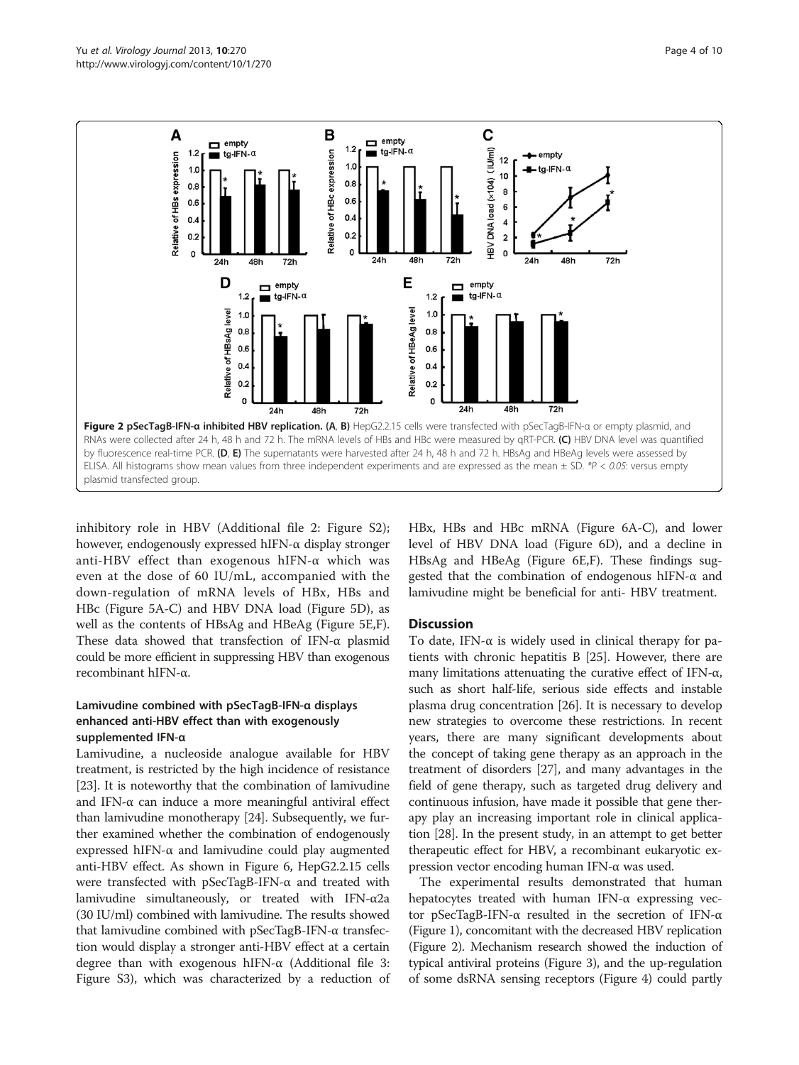Figure 2 pSecTagB-IFN-α inhibited HBV replication. (A, B) HepG2.2.15 cells were transfected with pSecTagB-IFN-α or empty plasmid, and RNAs were collected after 24 h, 48 h and 72 h. The mRNA levels of HBs and HBc were measured by qRT-PCR. (C) HBV DNA level was quantified by fluorescence real-time PCR. (D, E) The supernatants were harvested after 24 h, 48 h and 72 h. HBsAg and HBeAg levels were assessed by ELISA. All histograms show mean values from three independent experiments and are expressed as the mean ± SD. *$P < 0.05$: versus empty plasmid transfected group.

inhibitory role in HBV (Additional file 2: Figure S2); however, endogenously expressed hIFN-α display stronger anti-HBV effect than exogenous hIFN-α which was even at the dose of 60 IU/mL, accompanied with the down-regulation of mRNA levels of HBx, HBs and HBc (Figure 5A-C) and HBV DNA load (Figure 5D), as well as the contents of HBsAg and HBeAg (Figure 5E,F). These data showed that transfection of IFN-α plasmid could be more efficient in suppressing HBV than exogenous recombinant hIFN-α.

### Lamivudine combined with pSecTagB-IFN-α displays enhanced anti-HBV effect than with exogenously supplemented IFN-α

Lamivudine, a nucleoside analogue available for HBV treatment, is restricted by the high incidence of resistance [23]. It is noteworthy that the combination of lamivudine and IFN-α can induce a more meaningful antiviral effect than lamivudine monotherapy [24]. Subsequently, we further examined whether the combination of endogenously expressed hIFN-α and lamivudine could play augmented anti-HBV effect. As shown in Figure 6, HepG2.2.15 cells were transfected with pSecTagB-IFN-α and treated with lamivudine simultaneously, or treated with IFN-α2a (30 IU/ml) combined with lamivudine. The results showed that lamivudine combined with pSecTagB-IFN-α transfection would display a stronger anti-HBV effect at a certain degree than with exogenous hIFN-α (Additional file 3: Figure S3), which was characterized by a reduction of HBx, HBs and HBc mRNA (Figure 6A-C), and lower level of HBV DNA load (Figure 6D), and a decline in HBsAg and HBeAg (Figure 6E,F). These findings suggested that the combination of endogenous hIFN-α and lamivudine might be beneficial for anti- HBV treatment.

## Discussion

To date, IFN-α is widely used in clinical therapy for patients with chronic hepatitis B [25]. However, there are many limitations attenuating the curative effect of IFN-α, such as short half-life, serious side effects and instable plasma drug concentration [26]. It is necessary to develop new strategies to overcome these restrictions. In recent years, there are many significant developments about the concept of taking gene therapy as an approach in the treatment of disorders [27], and many advantages in the field of gene therapy, such as targeted drug delivery and continuous infusion, have made it possible that gene therapy play an increasing important role in clinical application [28]. In the present study, in an attempt to get better therapeutic effect for HBV, a recombinant eukaryotic expression vector encoding human IFN-α was used.

The experimental results demonstrated that human hepatocytes treated with human IFN-α expressing vector pSecTagB-IFN-α resulted in the secretion of IFN-α (Figure 1), concomitant with the decreased HBV replication (Figure 2). Mechanism research showed the induction of typical antiviral proteins (Figure 3), and the up-regulation of some dsRNA sensing receptors (Figure 4) could partly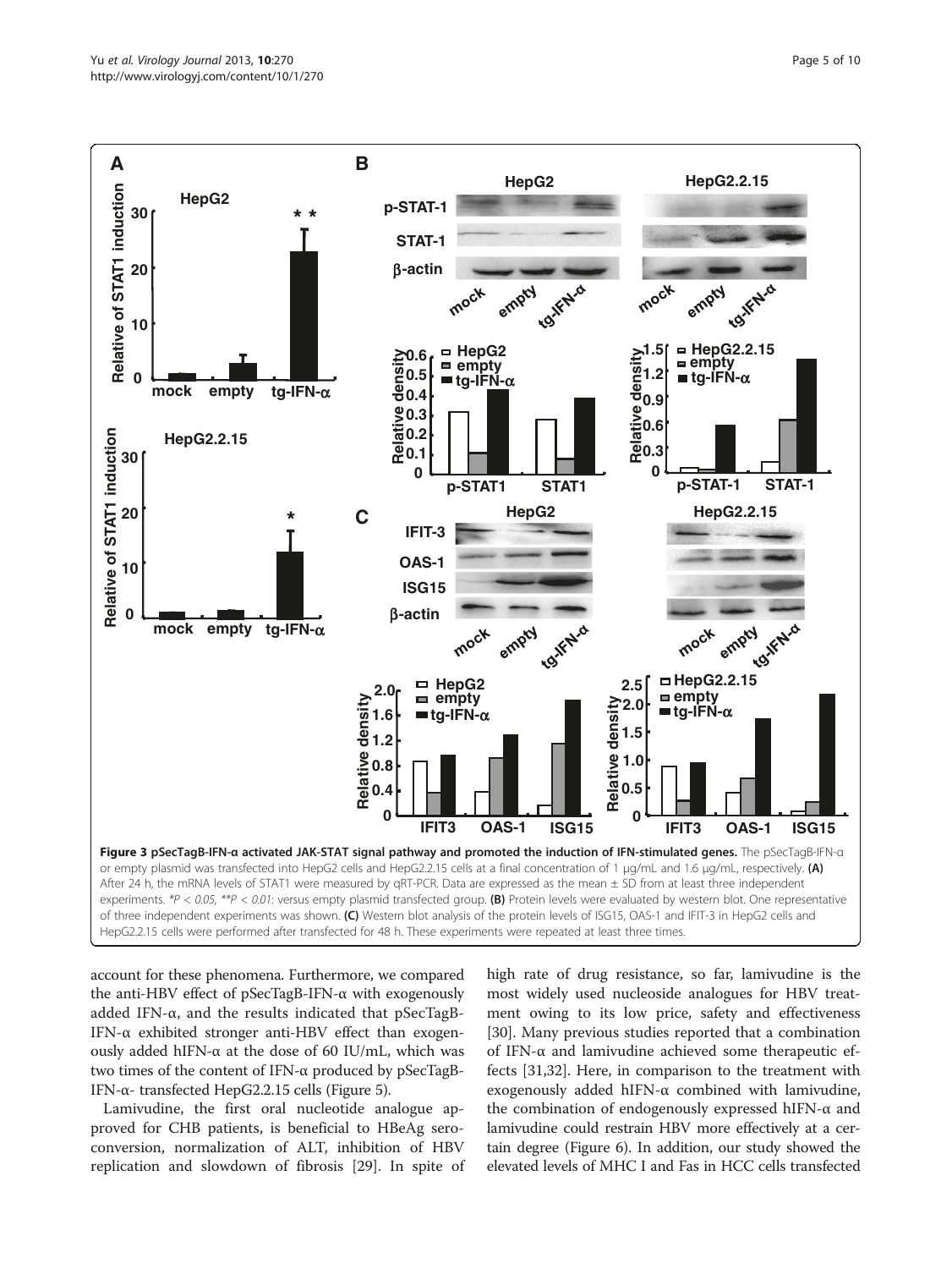**Figure 3 pSecTagB-IFN-α activated JAK-STAT signal pathway and promoted the induction of IFN-stimulated genes.** The pSecTagB-IFN-α or empty plasmid was transfected into HepG2 cells and HepG2.2.15 cells at a final concentration of 1 μg/mL and 1.6 μg/mL, respectively. **(A)** After 24 h, the mRNA levels of STAT1 were measured by qRT-PCR. Data are expressed as the mean ± SD from at least three independent experiments. *$P < 0.05$, **$P < 0.01$: versus empty plasmid transfected group. **(B)** Protein levels were evaluated by western blot. One representative of three independent experiments was shown. **(C)** Western blot analysis of the protein levels of ISG15, OAS-1 and IFIT-3 in HepG2 cells and HepG2.2.15 cells were performed after transfected for 48 h. These experiments were repeated at least three times.

account for these phenomena. Furthermore, we compared the anti-HBV effect of pSecTagB-IFN-α with exogenously added IFN-α, and the results indicated that pSecTagB-IFN-α exhibited stronger anti-HBV effect than exogenously added hIFN-α at the dose of 60 IU/mL, which was two times of the content of IFN-α produced by pSecTagB-IFN-α- transfected HepG2.2.15 cells (Figure 5).

Lamivudine, the first oral nucleotide analogue approved for CHB patients, is beneficial to HBeAg seroconversion, normalization of ALT, inhibition of HBV replication and slowdown of fibrosis [29]. In spite of high rate of drug resistance, so far, lamivudine is the most widely used nucleoside analogues for HBV treatment owing to its low price, safety and effectiveness [30]. Many previous studies reported that a combination of IFN-α and lamivudine achieved some therapeutic effects [31,32]. Here, in comparison to the treatment with exogenously added hIFN-α combined with lamivudine, the combination of endogenously expressed hIFN-α and lamivudine could restrain HBV more effectively at a certain degree (Figure 6). In addition, our study showed the elevated levels of MHC I and Fas in HCC cells transfected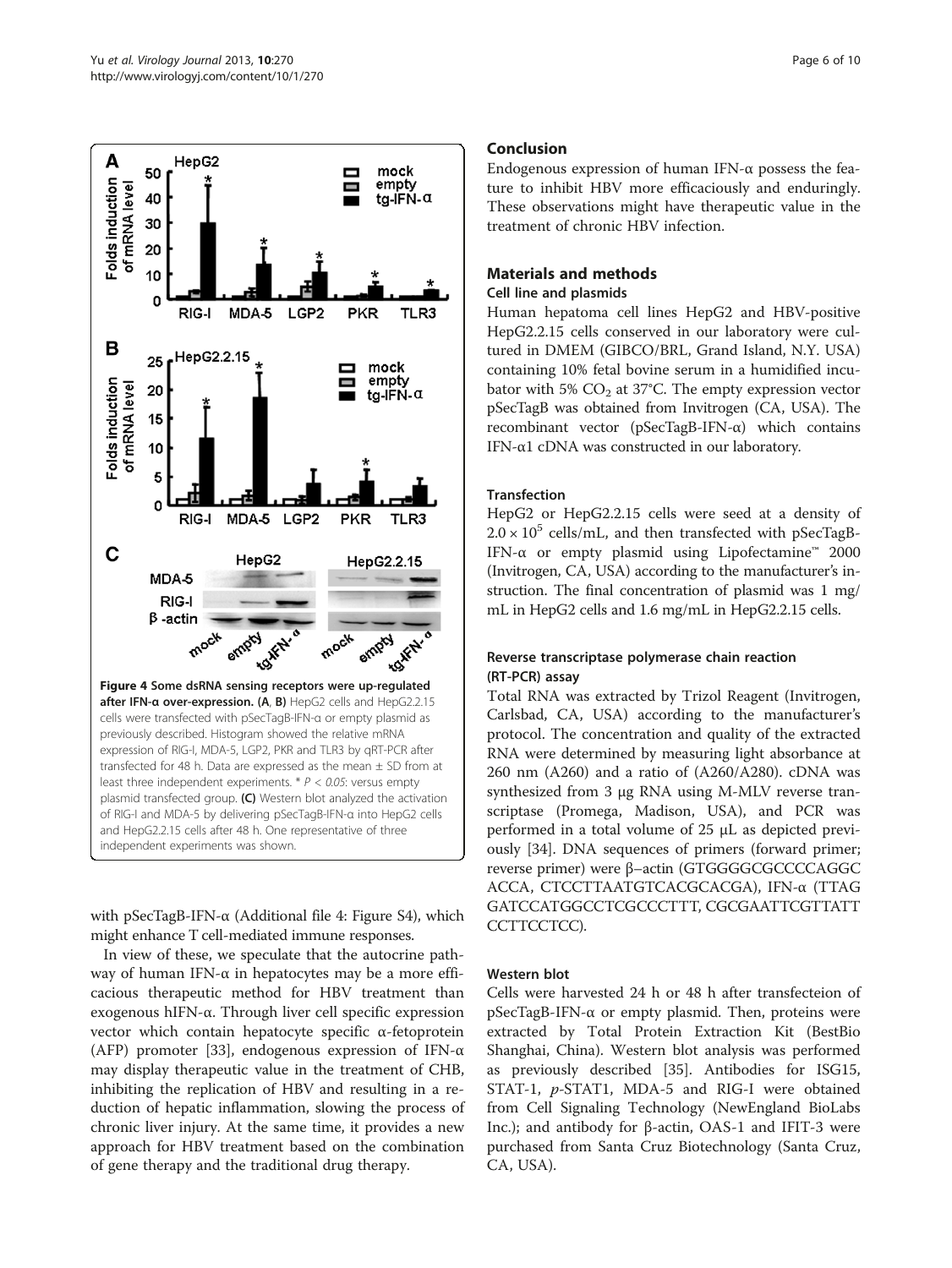**Figure 4 Some dsRNA sensing receptors were up-regulated after IFN-α over-expression. (A, B)** HepG2 cells and HepG2.2.15 cells were transfected with pSecTagB-IFN-α or empty plasmid as previously described. Histogram showed the relative mRNA expression of RIG-I, MDA-5, LGP2, PKR and TLR3 by qRT-PCR after transfected for 48 h. Data are expressed as the mean ± SD from at least three independent experiments. * $P < 0.05$: versus empty plasmid transfected group. **(C)** Western blot analyzed the activation of RIG-I and MDA-5 by delivering pSecTagB-IFN-α into HepG2 cells and HepG2.2.15 cells after 48 h. One representative of three independent experiments was shown.

with pSecTagB-IFN-α (Additional file 4: Figure S4), which might enhance T cell-mediated immune responses.

In view of these, we speculate that the autocrine pathway of human IFN-α in hepatocytes may be a more efficacious therapeutic method for HBV treatment than exogenous hIFN-α. Through liver cell specific expression vector which contain hepatocyte specific α-fetoprotein (AFP) promoter [33], endogenous expression of IFN-α may display therapeutic value in the treatment of CHB, inhibiting the replication of HBV and resulting in a reduction of hepatic inflammation, slowing the process of chronic liver injury. At the same time, it provides a new approach for HBV treatment based on the combination of gene therapy and the traditional drug therapy.

## Conclusion

Endogenous expression of human IFN-α possess the feature to inhibit HBV more efficaciously and enduringly. These observations might have therapeutic value in the treatment of chronic HBV infection.

## Materials and methods

### Cell line and plasmids

Human hepatoma cell lines HepG2 and HBV-positive HepG2.2.15 cells conserved in our laboratory were cultured in DMEM (GIBCO/BRL, Grand Island, N.Y. USA) containing 10% fetal bovine serum in a humidified incubator with 5% $CO_2$ at 37°C. The empty expression vector pSecTagB was obtained from Invitrogen (CA, USA). The recombinant vector (pSecTagB-IFN-α) which contains IFN-α1 cDNA was constructed in our laboratory.

### Transfection

HepG2 or HepG2.2.15 cells were seed at a density of $2.0 \times 10^5$ cells/mL, and then transfected with pSecTagB-IFN-α or empty plasmid using Lipofectamine™ 2000 (Invitrogen, CA, USA) according to the manufacturer's instruction. The final concentration of plasmid was 1 mg/mL in HepG2 cells and 1.6 mg/mL in HepG2.2.15 cells.

### Reverse transcriptase polymerase chain reaction (RT-PCR) assay

Total RNA was extracted by Trizol Reagent (Invitrogen, Carlsbad, CA, USA) according to the manufacturer's protocol. The concentration and quality of the extracted RNA were determined by measuring light absorbance at 260 nm (A260) and a ratio of (A260/A280). cDNA was synthesized from 3 μg RNA using M-MLV reverse transcriptase (Promega, Madison, USA), and PCR was performed in a total volume of 25 μL as depicted previously [34]. DNA sequences of primers (forward primer; reverse primer) were β–actin (GTGGGGCGCCCCAGGCACCA, CTCCTTAATGTCACGCACGA), IFN-α (TTAGGATCCATGGCCTCGCCCTTT, CGCGAATTCGTTATTCCTTCCTCC).

### Western blot

Cells were harvested 24 h or 48 h after transfecteion of pSecTagB-IFN-α or empty plasmid. Then, proteins were extracted by Total Protein Extraction Kit (BestBio Shanghai, China). Western blot analysis was performed as previously described [35]. Antibodies for ISG15, STAT-1, *p*-STAT1, MDA-5 and RIG-I were obtained from Cell Signaling Technology (NewEngland BioLabs Inc.); and antibody for β-actin, OAS-1 and IFIT-3 were purchased from Santa Cruz Biotechnology (Santa Cruz, CA, USA).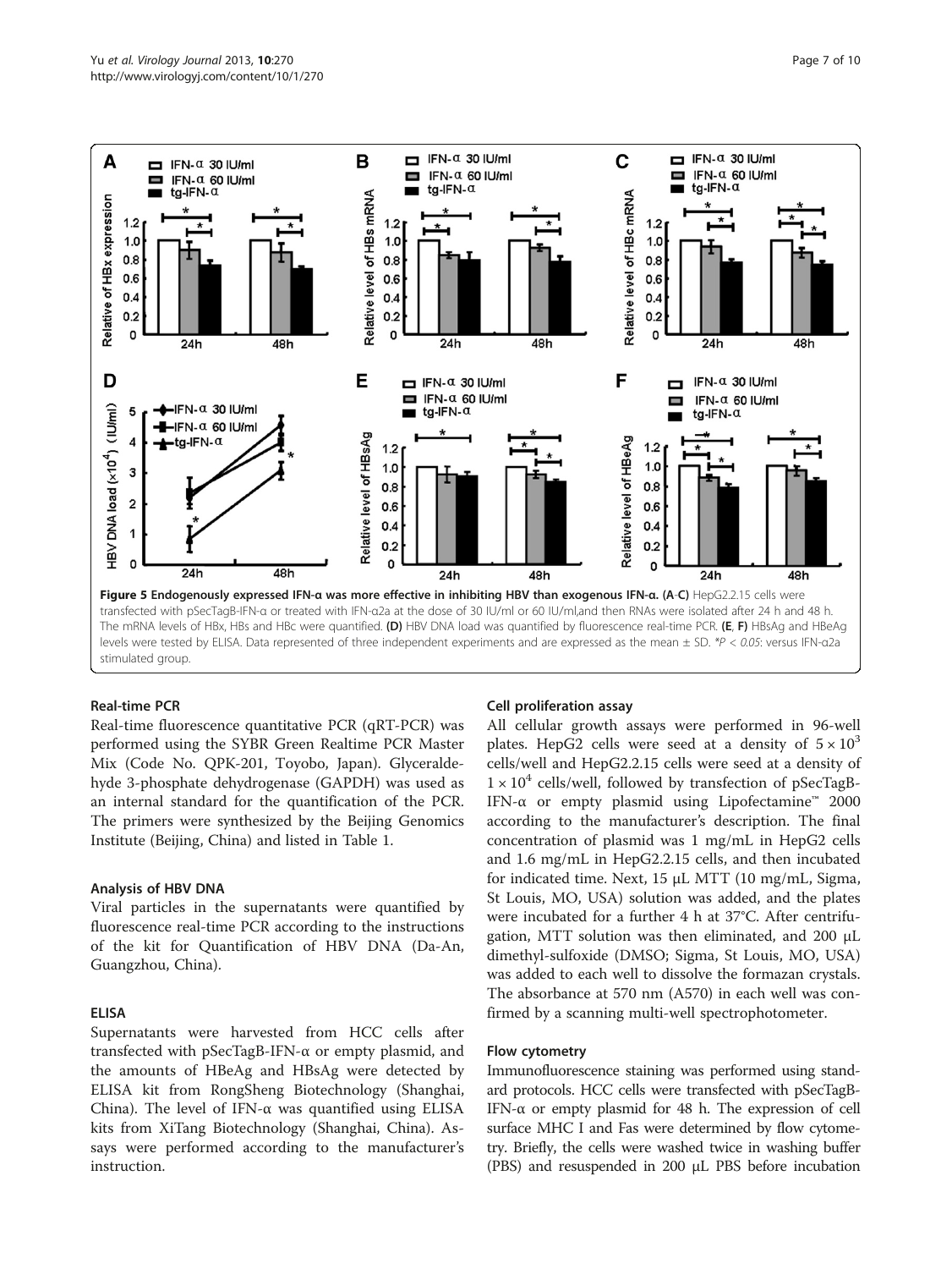**Figure 5 Endogenously expressed IFN-α was more effective in inhibiting HBV than exogenous IFN-α.** **(A-C)** HepG2.2.15 cells were transfected with pSecTagB-IFN-α or treated with IFN-α2a at the dose of 30 IU/ml or 60 IU/ml,and then RNAs were isolated after 24 h and 48 h. The mRNA levels of HBx, HBs and HBc were quantified. **(D)** HBV DNA load was quantified by fluorescence real-time PCR. **(E, F)** HBsAg and HBeAg levels were tested by ELISA. Data represented of three independent experiments and are expressed as the mean ± SD. *$P < 0.05$: versus IFN-α2a stimulated group.

### Real-time PCR

Real-time fluorescence quantitative PCR (qRT-PCR) was performed using the SYBR Green Realtime PCR Master Mix (Code No. QPK-201, Toyobo, Japan). Glyceraldehyde 3-phosphate dehydrogenase (GAPDH) was used as an internal standard for the quantification of the PCR. The primers were synthesized by the Beijing Genomics Institute (Beijing, China) and listed in Table 1.

### Analysis of HBV DNA

Viral particles in the supernatants were quantified by fluorescence real-time PCR according to the instructions of the kit for Quantification of HBV DNA (Da-An, Guangzhou, China).

### ELISA

Supernatants were harvested from HCC cells after transfected with pSecTagB-IFN-α or empty plasmid, and the amounts of HBeAg and HBsAg were detected by ELISA kit from RongSheng Biotechnology (Shanghai, China). The level of IFN-α was quantified using ELISA kits from XiTang Biotechnology (Shanghai, China). Assays were performed according to the manufacturer's instruction.

### Cell proliferation assay

All cellular growth assays were performed in 96-well plates. HepG2 cells were seed at a density of $5 \times 10^3$ cells/well and HepG2.2.15 cells were seed at a density of $1 \times 10^4$ cells/well, followed by transfection of pSecTagB-IFN-α or empty plasmid using Lipofectamine™ 2000 according to the manufacturer's description. The final concentration of plasmid was 1 mg/mL in HepG2 cells and 1.6 mg/mL in HepG2.2.15 cells, and then incubated for indicated time. Next, 15 μL MTT (10 mg/mL, Sigma, St Louis, MO, USA) solution was added, and the plates were incubated for a further 4 h at 37°C. After centrifugation, MTT solution was then eliminated, and 200 μL dimethyl-sulfoxide (DMSO; Sigma, St Louis, MO, USA) was added to each well to dissolve the formazan crystals. The absorbance at 570 nm (A570) in each well was confirmed by a scanning multi-well spectrophotometer.

### Flow cytometry

Immunofluorescence staining was performed using standard protocols. HCC cells were transfected with pSecTagB-IFN-α or empty plasmid for 48 h. The expression of cell surface MHC I and Fas were determined by flow cytometry. Briefly, the cells were washed twice in washing buffer (PBS) and resuspended in 200 μL PBS before incubation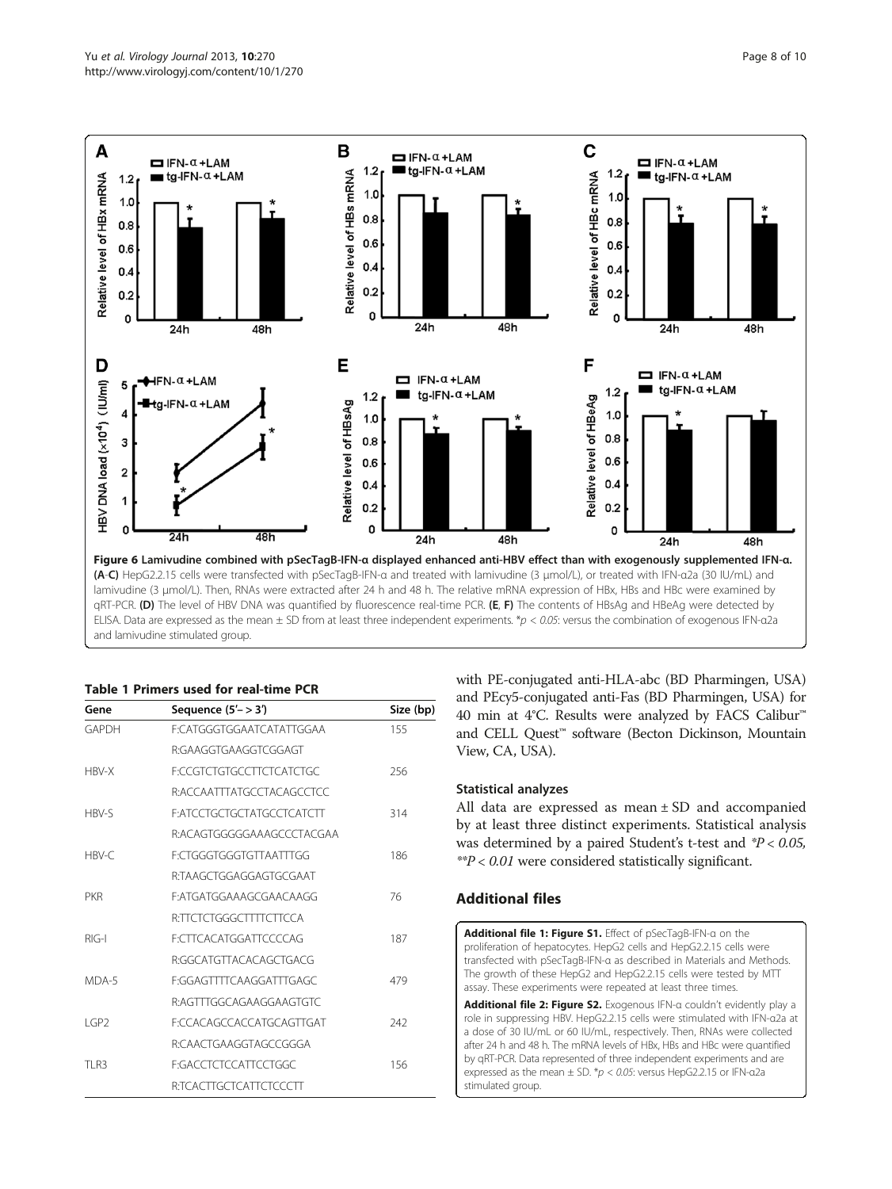Figure 6 Lamivudine combined with pSecTagB-IFN-α displayed enhanced anti-HBV effect than with exogenously supplemented IFN-α. (A-C) HepG2.2.15 cells were transfected with pSecTagB-IFN-α and treated with lamivudine (3 μmol/L), or treated with IFN-α2a (30 IU/mL) and lamivudine (3 μmol/L). Then, RNAs were extracted after 24 h and 48 h. The relative mRNA expression of HBx, HBs and HBc were examined by qRT-PCR. (D) The level of HBV DNA was quantified by fluorescence real-time PCR. (E, F) The contents of HBsAg and HBeAg were detected by ELISA. Data are expressed as the mean ± SD from at least three independent experiments. *$p < 0.05$: versus the combination of exogenous IFN-α2a and lamivudine stimulated group.

**Table 1 Primers used for real-time PCR**

| Gene | Sequence (5'− > 3') | Size (bp) |
|---|---|---|
| GAPDH | F:CATGGGTGGAATCATATTGGAA | 155 |
| | R:GAAGGTGAAGGTCGGAGT | |
| HBV-X | F:CCGTCTGTGCCTTCTCATCTGC | 256 |
| | R:ACCAATTTATGCCTACAGCCTCC | |
| HBV-S | F:ATCCTGCTGCTATGCCTCATCTT | 314 |
| | R:ACAGTGGGGGAAAGCCCTACGAA | |
| HBV-C | F:CTGGGTGGGTGTTAATTTGG | 186 |
| | R:TAAGCTGGAGGAGTGCGAAT | |
| PKR | F:ATGATGGAAAGCGAACAAGG | 76 |
| | R:TTCTCTGGGCTTTTCTTCCA | |
| RIG-I | F:CTTCACATGGATTCCCCAG | 187 |
| | R:GGCATGTTACACAGCTGACG | |
| MDA-5 | F:GGAGTTTTCAAGGATTTGAGC | 479 |
| | R:AGTTTGGCAGAAGGAAGTGTC | |
| LGP2 | F:CCACAGCCACCATGCAGTTGAT | 242 |
| | R:CAACTGAAGGTAGCCGGGA | |
| TLR3 | F:GACCTCTCCATTCCTGGC | 156 |
| | R:TCACTTGCTCATTCTCCCTT | |

with PE-conjugated anti-HLA-abc (BD Pharmingen, USA) and PEcy5-conjugated anti-Fas (BD Pharmingen, USA) for 40 min at 4°C. Results were analyzed by FACS Calibur™ and CELL Quest™ software (Becton Dickinson, Mountain View, CA, USA).

### Statistical analyzes

All data are expressed as mean ± SD and accompanied by at least three distinct experiments. Statistical analysis was determined by a paired Student's t-test and *$P < 0.05$, **$P < 0.01$ were considered statistically significant.

## Additional files

**Additional file 1: Figure S1.** Effect of pSecTagB-IFN-α on the proliferation of hepatocytes. HepG2 cells and HepG2.2.15 cells were transfected with pSecTagB-IFN-α as described in Materials and Methods. The growth of these HepG2 and HepG2.2.15 cells were tested by MTT assay. These experiments were repeated at least three times.

**Additional file 2: Figure S2.** Exogenous IFN-α couldn't evidently play a role in suppressing HBV. HepG2.2.15 cells were stimulated with IFN-α2a at a dose of 30 IU/mL or 60 IU/mL, respectively. Then, RNAs were collected after 24 h and 48 h. The mRNA levels of HBx, HBs and HBc were quantified by qRT-PCR. Data represented of three independent experiments and are expressed as the mean ± SD. *$p < 0.05$: versus HepG2.2.15 or IFN-α2a stimulated group.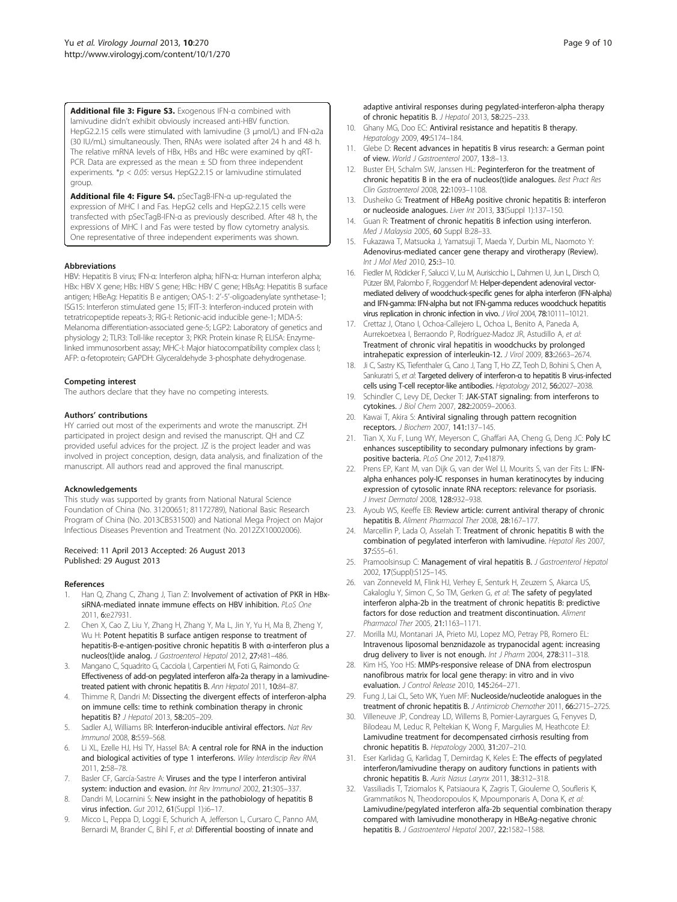**Additional file 3: Figure S3.** Exogenous IFN-α combined with lamivudine didn't exhibit obviously increased anti-HBV function. HepG2.2.15 cells were stimulated with lamivudine (3 μmol/L) and IFN-α2a (30 IU/mL) simultaneously. Then, RNAs were isolated after 24 h and 48 h. The relative mRNA levels of HBx, HBs and HBc were examined by qRT-PCR. Data are expressed as the mean ± SD from three independent experiments. \*$p < 0.05$: versus HepG2.2.15 or lamivudine stimulated group.

**Additional file 4: Figure S4.** pSecTagB-IFN-α up-regulated the expression of MHC I and Fas. HepG2 cells and HepG2.2.15 cells were transfected with pSecTagB-IFN-α as previously described. After 48 h, the expressions of MHC I and Fas were tested by flow cytometry analysis. One representative of three independent experiments was shown.

#### Abbreviations

HBV: Hepatitis B virus; IFN-α: Interferon alpha; hIFN-α: Human interferon alpha; HBx: HBV X gene; HBs: HBV S gene; HBc: HBV C gene; HBsAg: Hepatitis B surface antigen; HBeAg: Hepatitis B e antigen; OAS-1: 2'-5'-oligoadenylate synthetase-1; ISG15: Interferon stimulated gene 15; IFIT-3: Interferon-induced protein with tetratricopeptide repeats-3; RIG-I: Retionic-acid inducible gene-1; MDA-5: Melanoma differentiation-associated gene-5; LGP2: Laboratory of genetics and physiology 2; TLR3: Toll-like receptor 3; PKR: Protein kinase R; ELISA: Enzyme-linked immunosorbent assay; MHC-I: Major hiatocompatibility complex class I; AFP: α-fetoprotein; GAPDH: Glyceraldehyde 3-phosphate dehydrogenase.

#### Competing interest

The authors declare that they have no competing interests.

#### Authors' contributions

HY carried out most of the experiments and wrote the manuscript. ZH participated in project design and revised the manuscript. QH and CZ provided useful advices for the project. JZ is the project leader and was involved in project conception, design, data analysis, and finalization of the manuscript. All authors read and approved the final manuscript.

#### Acknowledgements

This study was supported by grants from National Natural Science Foundation of China (No. 31200651; 81172789), National Basic Research Program of China (No. 2013CB531500) and National Mega Project on Major Infectious Diseases Prevention and Treatment (No. 2012ZX10002006).

Received: 11 April 2013 Accepted: 26 August 2013
Published: 29 August 2013

#### References

1. Han Q, Zhang C, Zhang J, Tian Z: **Involvement of activation of PKR in HBx-siRNA-mediated innate immune effects on HBV inhibition.** *PLoS One* 2011, **6:**e27931.
2. Chen X, Cao Z, Liu Y, Zhang H, Zhang Y, Ma L, Jin Y, Yu H, Ma B, Zheng Y, Wu H: **Potent hepatitis B surface antigen response to treatment of hepatitis-B-e-antigen-positive chronic hepatitis B with α-interferon plus a nucleos(t)ide analog.** *J Gastroenterol Hepatol* 2012, **27:**481–486.
3. Mangano C, Squadrito G, Cacciola I, Carpentieri M, Foti G, Raimondo G: **Effectiveness of add-on pegylated interferon alfa-2a therapy in a lamivudine-treated patient with chronic hepatitis B.** *Ann Hepatol* 2011, **10:**84–87.
4. Thimme R, Dandri M: **Dissecting the divergent effects of interferon-alpha on immune cells: time to rethink combination therapy in chronic hepatitis B?** *J Hepatol* 2013, **58:**205–209.
5. Sadler AJ, Williams BR: **Interferon-inducible antiviral effectors.** *Nat Rev Immunol* 2008, **8:**559–568.
6. Li XL, Ezelle HJ, Hsi TY, Hassel BA: **A central role for RNA in the induction and biological activities of type 1 interferons.** *Wiley Interdiscip Rev RNA* 2011, **2:**58–78.
7. Basler CF, García-Sastre A: **Viruses and the type I interferon antiviral system: induction and evasion.** *Int Rev Immunol* 2002, **21:**305–337.
8. Dandri M, Locarnini S: **New insight in the pathobiology of hepatitis B virus infection.** *Gut* 2012, **61**(Suppl 1):i6–17.
9. Micco L, Peppa D, Loggi E, Schurich A, Jefferson L, Cursaro C, Panno AM, Bernardi M, Brander C, Bihl F, *et al*: **Differential boosting of innate and adaptive antiviral responses during pegylated-interferon-alpha therapy of chronic hepatitis B.** *J Hepatol* 2013, **58:**225–233.
10. Ghany MG, Doo EC: **Antiviral resistance and hepatitis B therapy.** *Hepatology* 2009, **49:**S174–184.
11. Glebe D: **Recent advances in hepatitis B virus research: a German point of view.** *World J Gastroenterol* 2007, **13:**8–13.
12. Buster EH, Schalm SW, Janssen HL: **Peginterferon for the treatment of chronic hepatitis B in the era of nucleos(t)ide analogues.** *Best Pract Res Clin Gastroenterol* 2008, **22:**1093–1108.
13. Dusheiko G: **Treatment of HBeAg positive chronic hepatitis B: interferon or nucleoside analogues.** *Liver Int* 2013, **33**(Suppl 1):137–150.
14. Guan R: **Treatment of chronic hepatitis B infection using interferon.** *Med J Malaysia* 2005, **60** Suppl B:28–33.
15. Fukazawa T, Matsuoka J, Yamatsuji T, Maeda Y, Durbin ML, Naomoto Y: **Adenovirus-mediated cancer gene therapy and virotherapy (Review).** *Int J Mol Med* 2010, **25:**3–10.
16. Fiedler M, Rödicker F, Salucci V, Lu M, Aurisicchio L, Dahmen U, Jun L, Dirsch O, Pützer BM, Palombo F, Roggendorf M: **Helper-dependent adenoviral vector-mediated delivery of woodchuck-specific genes for alpha interferon (IFN-alpha) and IFN-gamma: IFN-alpha but not IFN-gamma reduces woodchuck hepatitis virus replication in chronic infection in vivo.** *J Virol* 2004, **78:**10111–10121.
17. Crettaz J, Otano I, Ochoa-Callejero L, Ochoa L, Benito A, Paneda A, Aurrekoetxea I, Berraondo P, Rodríguez-Madoz JR, Astudillo A, *et al*: **Treatment of chronic viral hepatitis in woodchucks by prolonged intrahepatic expression of interleukin-12.** *J Virol* 2009, **83:**2663–2674.
18. Ji C, Sastry KS, Tiefenthaler G, Cano J, Tang T, Ho ZZ, Teoh D, Bohini S, Chen A, Sankuratri S, *et al*: **Targeted delivery of interferon-α to hepatitis B virus-infected cells using T-cell receptor-like antibodies.** *Hepatology* 2012, **56:**2027–2038.
19. Schindler C, Levy DE, Decker T: **JAK-STAT signaling: from interferons to cytokines.** *J Biol Chem* 2007, **282:**20059–20063.
20. Kawai T, Akira S: **Antiviral signaling through pattern recognition receptors.** *J Biochem* 2007, **141:**137–145.
21. Tian X, Xu F, Lung WY, Meyerson C, Ghaffari AA, Cheng G, Deng JC: **Poly I:C enhances susceptibility to secondary pulmonary infections by gram-positive bacteria.** *PLoS One* 2012, **7:**e41879.
22. Prens EP, Kant M, van Dijk G, van der Wel LI, Mourits S, van der Fits L: **IFN-alpha enhances poly-IC responses in human keratinocytes by inducing expression of cytosolic innate RNA receptors: relevance for psoriasis.** *J Invest Dermatol* 2008, **128:**932–938.
23. Ayoub WS, Keeffe EB: **Review article: current antiviral therapy of chronic hepatitis B.** *Aliment Pharmacol Ther* 2008, **28:**167–177.
24. Marcellin P, Lada O, Asselah T: **Treatment of chronic hepatitis B with the combination of pegylated interferon with lamivudine.** *Hepatol Res* 2007, **37:**S55–61.
25. Pramoolsinsup C: **Management of viral hepatitis B.** *J Gastroenterol Hepatol* 2002, **17**(Suppl):S125–145.
26. van Zonneveld M, Flink HJ, Verhey E, Senturk H, Zeuzem S, Akarca US, Cakaloglu Y, Simon C, So TM, Gerken G, *et al*: **The safety of pegylated interferon alpha-2b in the treatment of chronic hepatitis B: predictive factors for dose reduction and treatment discontinuation.** *Aliment Pharmacol Ther* 2005, **21:**1163–1171.
27. Morilla MJ, Montanari JA, Prieto MJ, Lopez MO, Petray PB, Romero EL: **Intravenous liposomal benznidazole as trypanocidal agent: increasing drug delivery to liver is not enough.** *Int J Pharm* 2004, **278:**311–318.
28. Kim HS, Yoo HS: **MMPs-responsive release of DNA from electrospun nanofibrous matrix for local gene therapy: in vitro and in vivo evaluation.** *J Control Release* 2010, **145:**264–271.
29. Fung J, Lai CL, Seto WK, Yuen MF: **Nucleoside/nucleotide analogues in the treatment of chronic hepatitis B.** *J Antimicrob Chemother* 2011, **66:**2715–2725.
30. Villeneuve JP, Condreay LD, Willems B, Pomier-Layrargues G, Fenyves D, Bilodeau M, Leduc R, Peltekian K, Wong F, Margulies M, Heathcote EJ: **Lamivudine treatment for decompensated cirrhosis resulting from chronic hepatitis B.** *Hepatology* 2000, **31:**207–210.
31. Eser Karlidag G, Karlidag T, Demirdag K, Keles E: **The effects of pegylated interferon/lamivudine therapy on auditory functions in patients with chronic hepatitis B.** *Auris Nasus Larynx* 2011, **38:**312–318.
32. Vassiliadis T, Tziomalos K, Patsiaoura K, Zagris T, Giouleme O, Soufleris K, Grammatikos N, Theodoropoulos K, Mpoumponaris A, Dona K, *et al*: **Lamivudine/pegylated interferon alfa-2b sequential combination therapy compared with lamivudine monotherapy in HBeAg-negative chronic hepatitis B.** *J Gastroenterol Hepatol* 2007, **22:**1582–1588.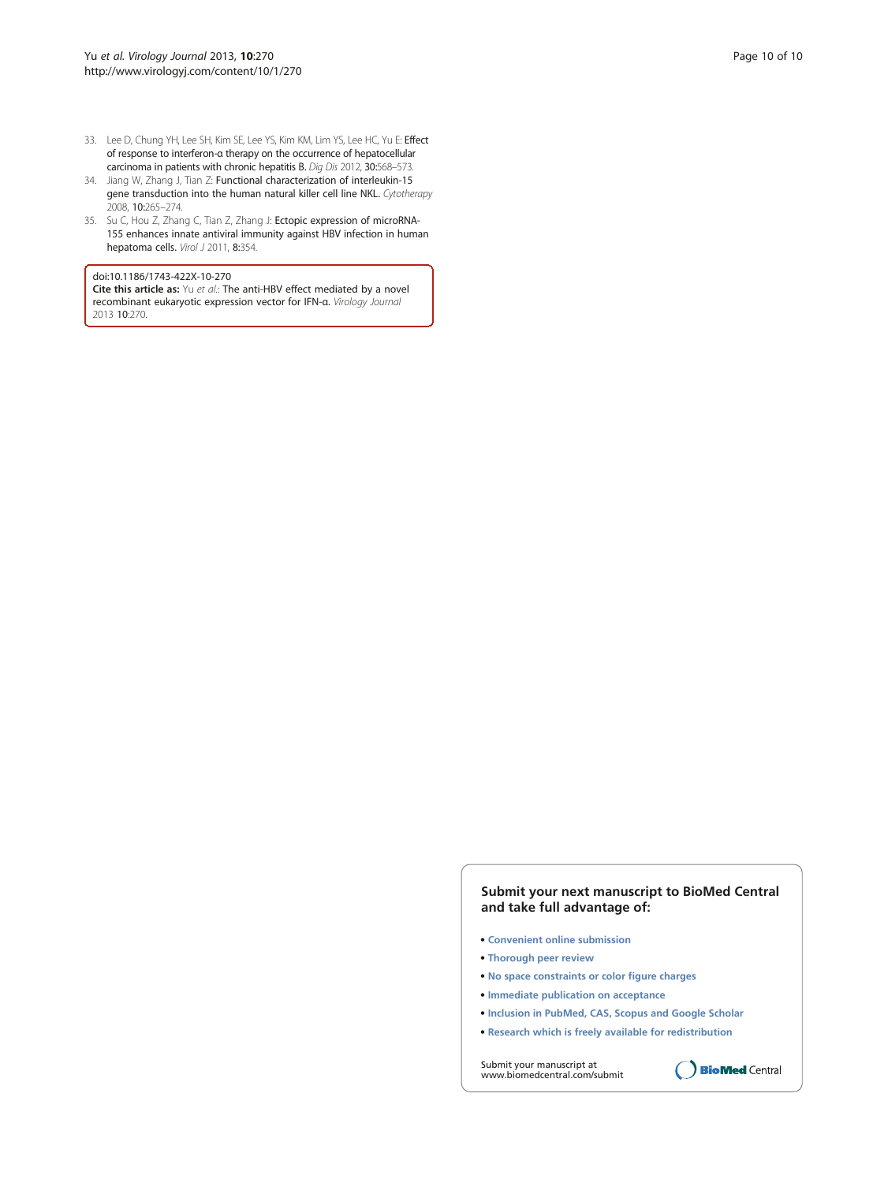33. Lee D, Chung YH, Lee SH, Kim SE, Lee YS, Kim KM, Lim YS, Lee HC, Yu E: **Effect of response to interferon-α therapy on the occurrence of hepatocellular carcinoma in patients with chronic hepatitis B.** *Dig Dis* 2012, **30:**568–573.
34. Jiang W, Zhang J, Tian Z: **Functional characterization of interleukin-15 gene transduction into the human natural killer cell line NKL.** *Cytotherapy* 2008, **10:**265–274.
35. Su C, Hou Z, Zhang C, Tian Z, Zhang J: **Ectopic expression of microRNA-155 enhances innate antiviral immunity against HBV infection in human hepatoma cells.** *Virol J* 2011, **8:**354.

doi:10.1186/1743-422X-10-270
**Cite this article as:** Yu *et al.*: The anti-HBV effect mediated by a novel recombinant eukaryotic expression vector for IFN-α. *Virology Journal* 2013 **10**:270.

**Submit your next manuscript to BioMed Central and take full advantage of:**

- **Convenient online submission**
- **Thorough peer review**
- **No space constraints or color figure charges**
- **Immediate publication on acceptance**
- **Inclusion in PubMed, CAS, Scopus and Google Scholar**
- **Research which is freely available for redistribution**

Submit your manuscript at
www.biomedcentral.com/submit

BioMed Central